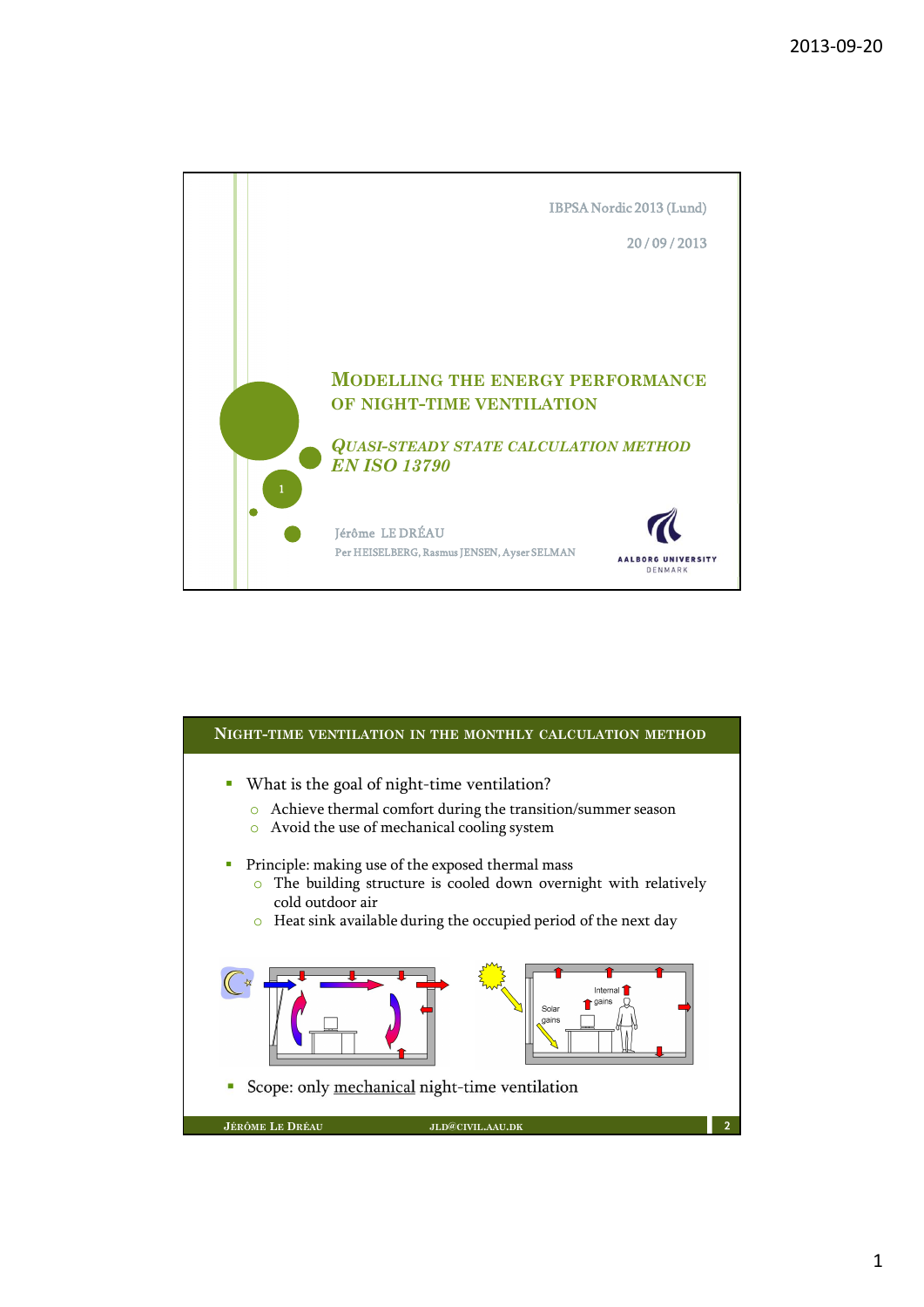IBPSA Nordic 2013 (Lund)

20 / 09 / 2013

# Modelling the energy performance of night-time ventilation

## *Quasi-steady state calculation method EN ISO 13790*

Jérôme LE DRÉAU

Per HEISELBERG, Rasmus JENSEN, Ayser SELMAN

Aalborg University Denmark

---

## Night-time ventilation in the monthly calculation method

- What is the goal of night-time ventilation?
  - Achieve thermal comfort during the transition/summer season
  - Avoid the use of mechanical cooling system
- Principle: making use of the exposed thermal mass
  - The building structure is cooled down overnight with relatively cold outdoor air
  - Heat sink available during the occupied period of the next day

Internal gains

Solar gains

- Scope: only mechanical night-time ventilation

Jérôme Le Dréau    jld@civil.aau.dk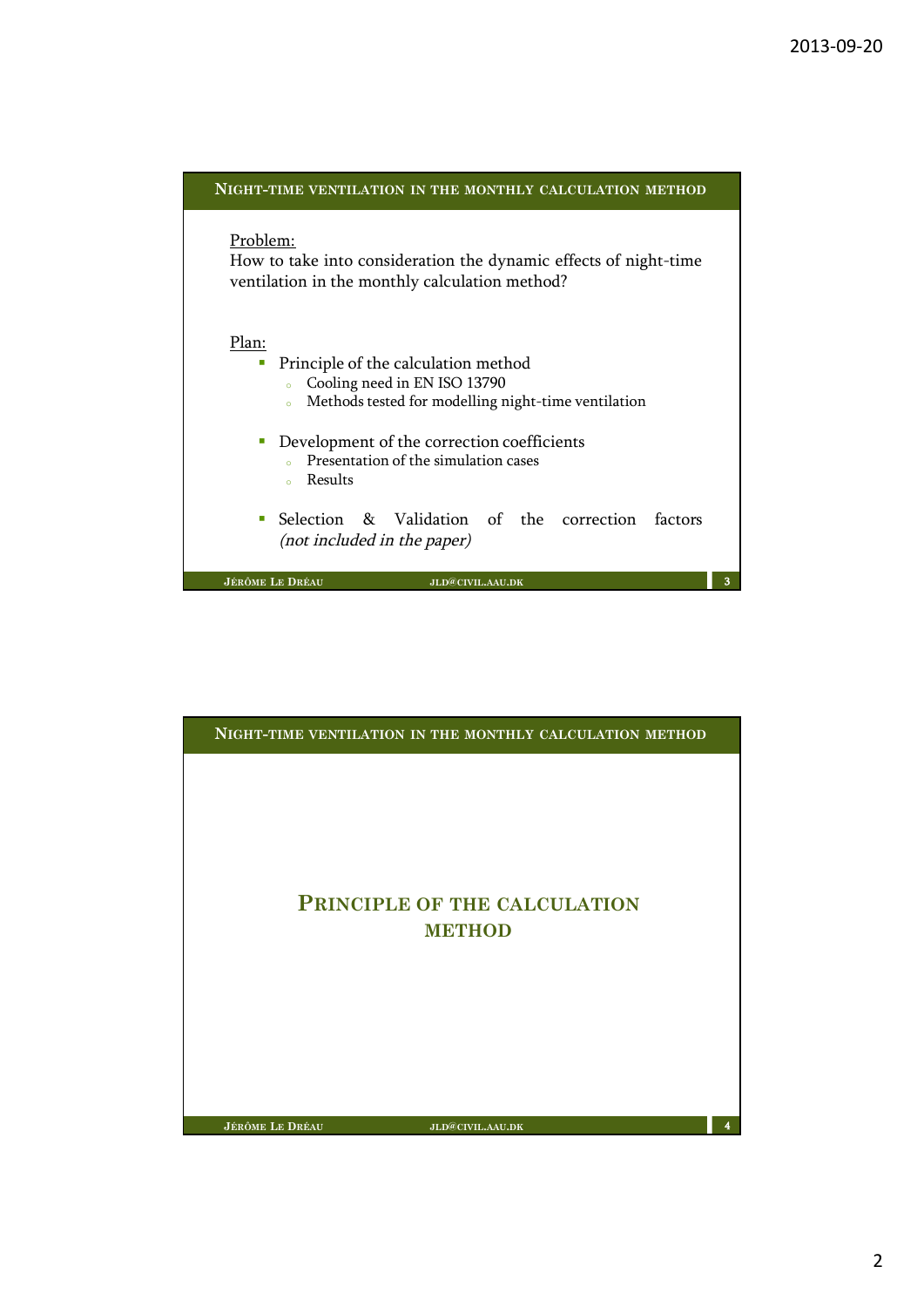## Night-time ventilation in the monthly calculation method

Problem:
How to take into consideration the dynamic effects of night-time ventilation in the monthly calculation method?

Plan:

- Principle of the calculation method
  - Cooling need in EN ISO 13790
  - Methods tested for modelling night-time ventilation
- Development of the correction coefficients
  - Presentation of the simulation cases
  - Results
- Selection & Validation of the correction factors *(not included in the paper)*

## Night-time ventilation in the monthly calculation method

# Principle of the calculation method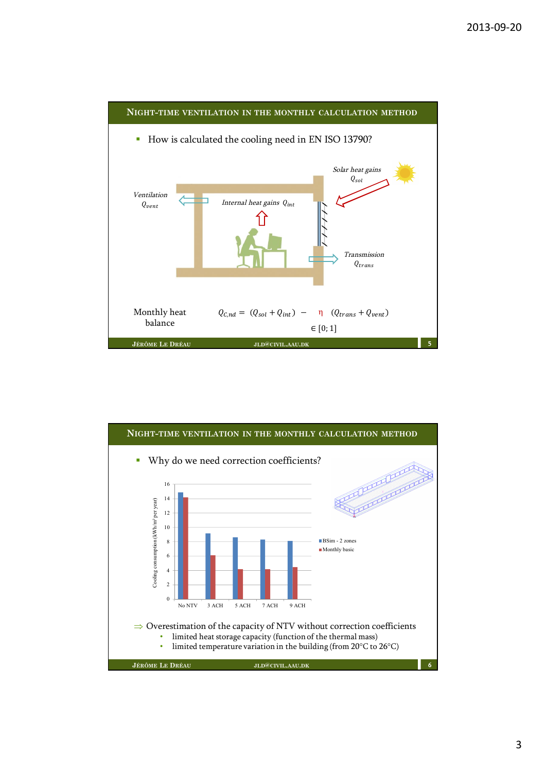## Night-time ventilation in the monthly calculation method

- How is calculated the cooling need in EN ISO 13790?

*Solar heat gains* $Q_{sol}$

*Ventilation* $Q_{vent}$

*Internal heat gains* $Q_{int}$

*Transmission* $Q_{trans}$

Monthly heat balance

$$Q_{C,nd} = (Q_{sol} + Q_{int}) - \eta \, (Q_{trans} + Q_{vent})$$

$\eta \in [0; 1]$

Jérôme Le Dréau — jld@civil.aau.dk

## Night-time ventilation in the monthly calculation method

- Why do we need correction coefficients?

Cooling consumption (kWh/m² per year)

| | BSim - 2 zones | Monthly basic |
|---|---|---|
| No NTV | ~14.9 | ~14.2 |
| 3 ACH | ~9.2 | ~6.1 |
| 5 ACH | ~8.6 | ~4.2 |
| 7 ACH | ~8.3 | ~4.2 |
| 9 ACH | ~8.1 | ~4.5 |

⇒ Overestimation of the capacity of NTV without correction coefficients
- limited heat storage capacity (function of the thermal mass)
- limited temperature variation in the building (from 20°C to 26°C)

Jérôme Le Dréau — jld@civil.aau.dk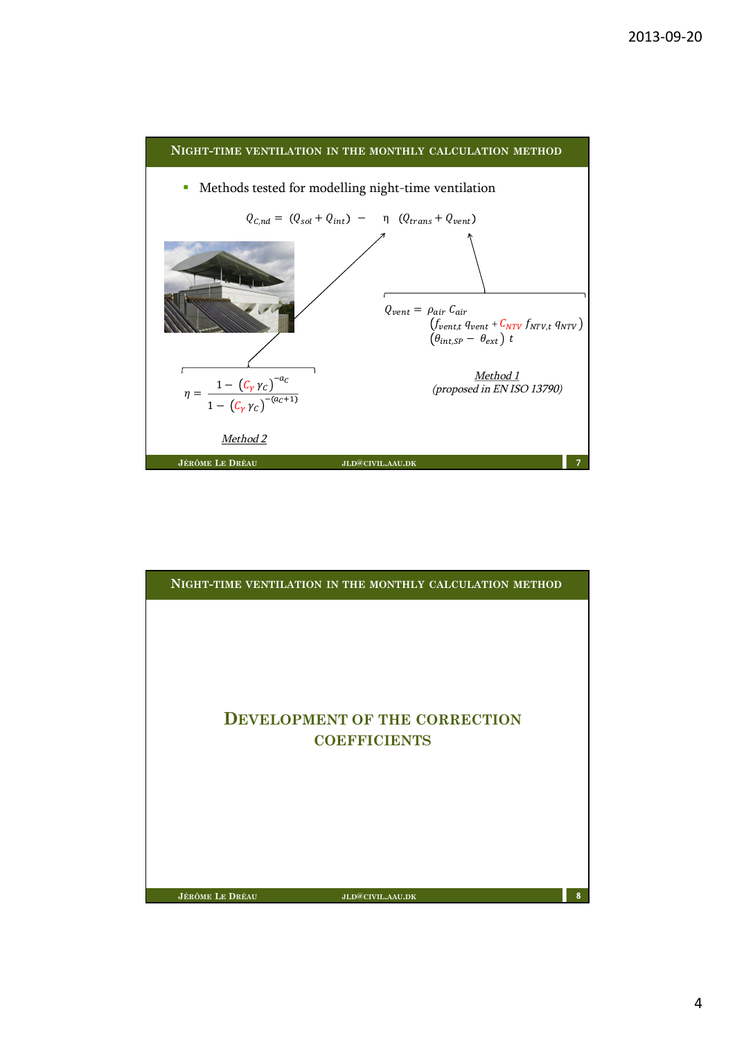## Night-time ventilation in the monthly calculation method

- Methods tested for modelling night-time ventilation

$$Q_{C,nd} = (Q_{sol} + Q_{int}) - \eta\ (Q_{trans} + Q_{vent})$$

$$Q_{vent} = \rho_{air}\, C_{air} \left(f_{vent,t}\, q_{vent} + C_{NTV}\, f_{NTV,t}\, q_{NTV}\right) \left(\theta_{int,SP} - \theta_{ext}\right) t$$

*Method 1*
*(proposed in EN ISO 13790)*

$$\eta = \frac{1 - \left(C_\gamma\, \gamma_C\right)^{-a_C}}{1 - \left(C_\gamma\, \gamma_C\right)^{-(a_C+1)}}$$

*Method 2*

## Night-time ventilation in the monthly calculation method

# Development of the correction coefficients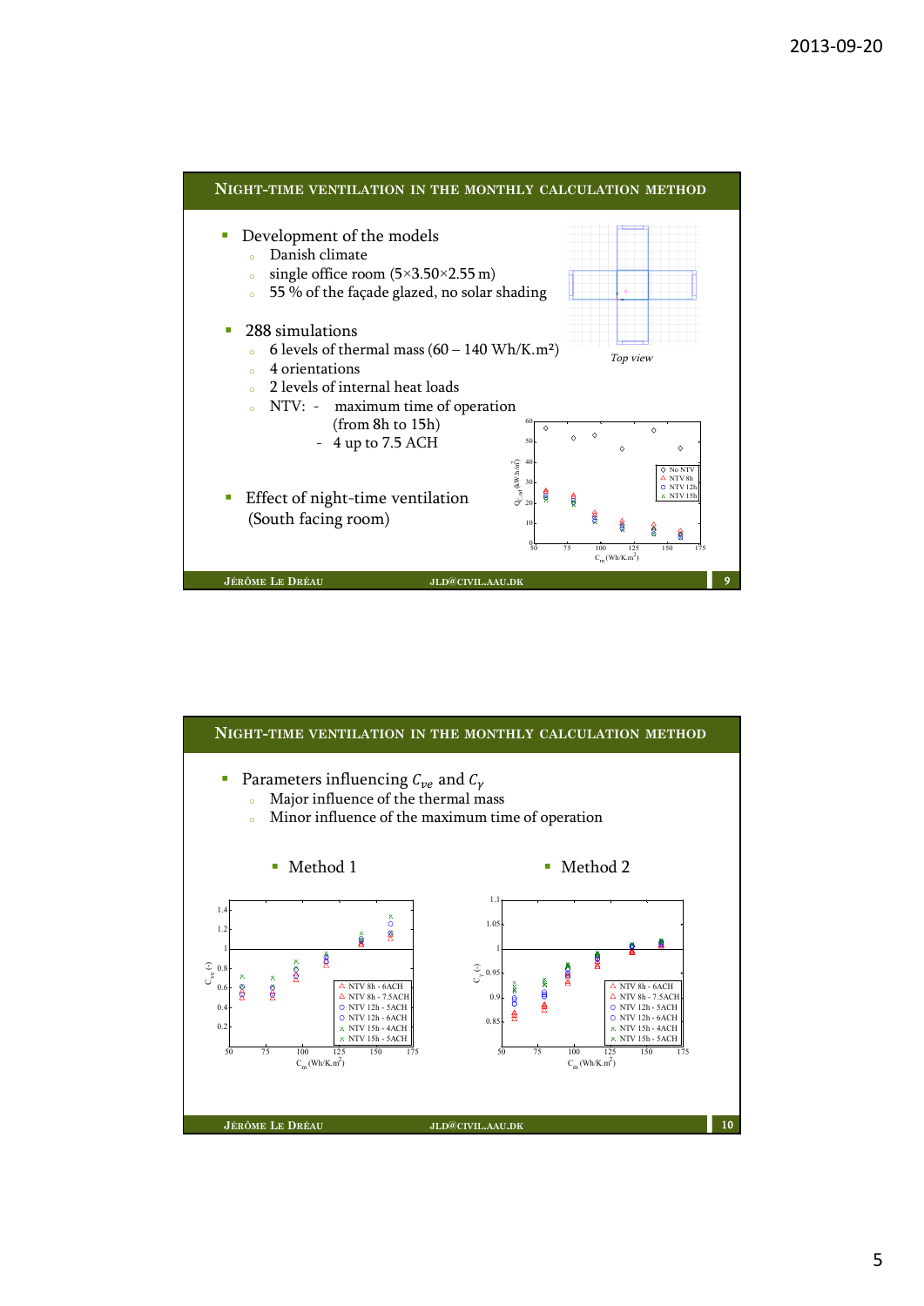## Night-time ventilation in the monthly calculation method

- Development of the models
  - Danish climate
  - single office room (5×3.50×2.55 m)
  - 55 % of the façade glazed, no solar shading
- 288 simulations
  - 6 levels of thermal mass (60 – 140 Wh/K.m²)
  - 4 orientations
  - 2 levels of internal heat loads
  - NTV: - maximum time of operation (from 8h to 15h)
    - 4 up to 7.5 ACH
- Effect of night-time ventilation (South facing room)

*Top view*

## Night-time ventilation in the monthly calculation method

- Parameters influencing $C_{ve}$ and $C_{\gamma}$
  - Major influence of the thermal mass
  - Minor influence of the maximum time of operation

- Method 1
- Method 2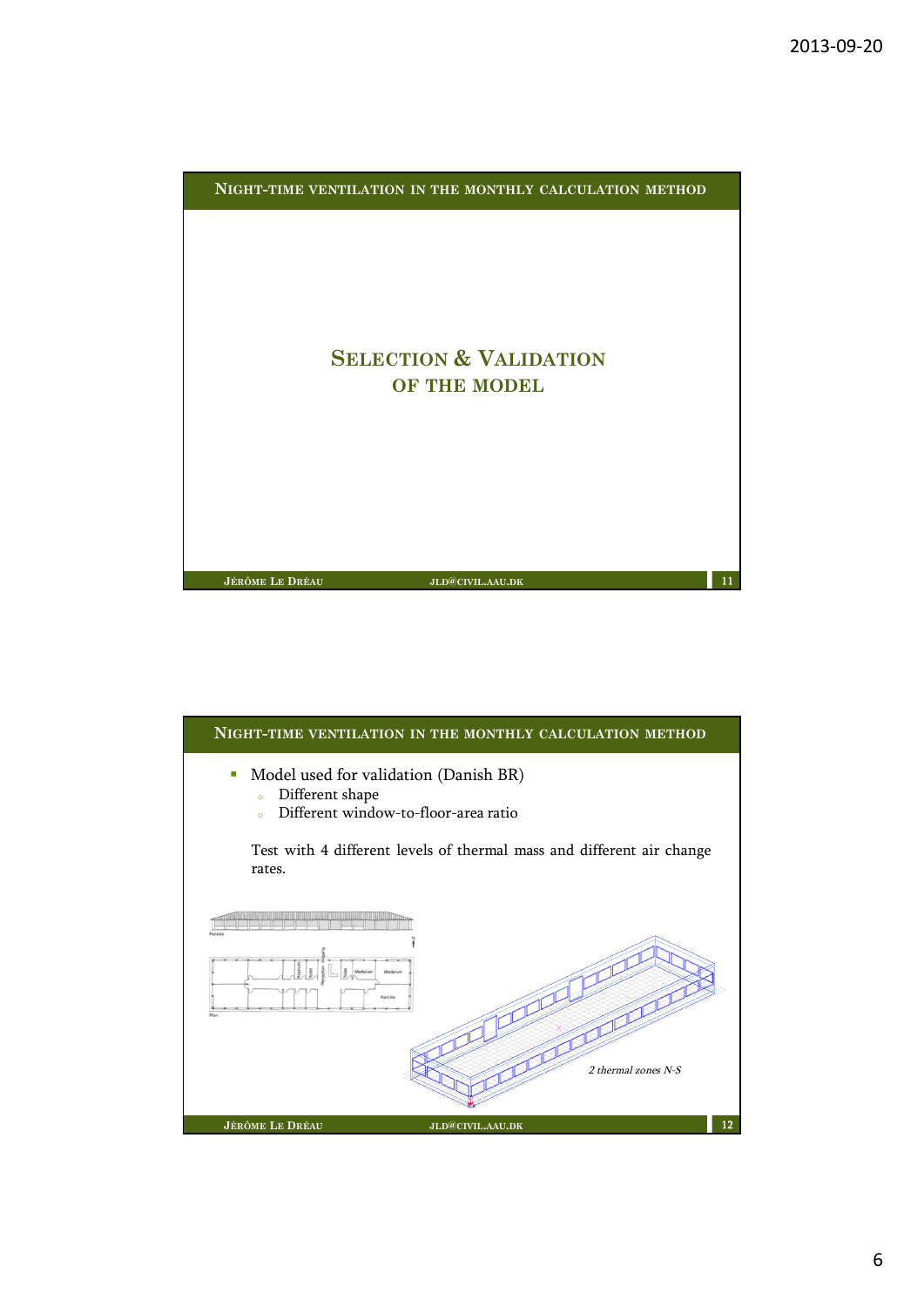## Night-time ventilation in the monthly calculation method

# Selection & Validation of the model

## Night-time ventilation in the monthly calculation method

- Model used for validation (Danish BR)
  - Different shape
  - Different window-to-floor-area ratio

Test with 4 different levels of thermal mass and different air change rates.

*2 thermal zones N-S*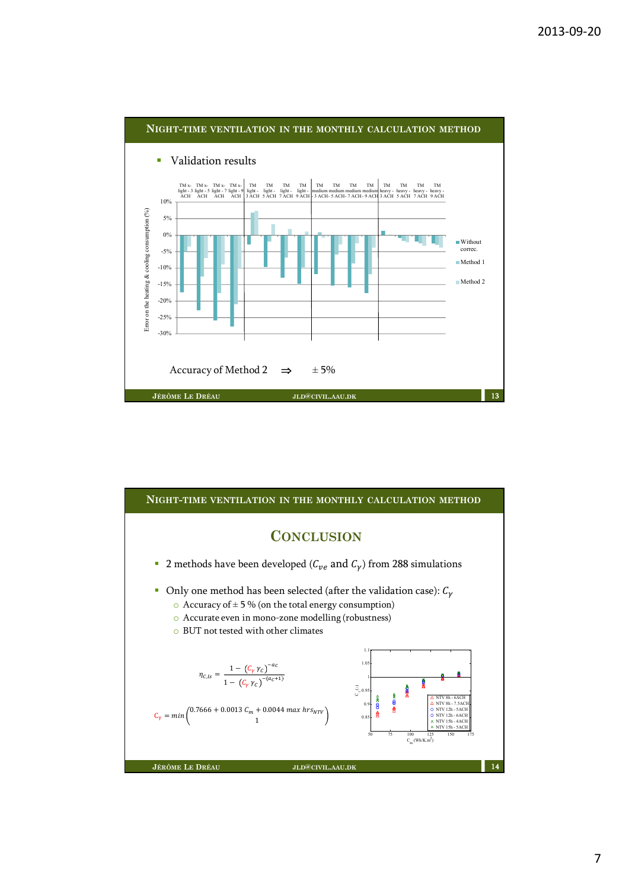## Night-time ventilation in the monthly calculation method

- Validation results

Accuracy of Method 2 ⇒ ± 5%

## Night-time ventilation in the monthly calculation method

### Conclusion

- 2 methods have been developed ($C_{ve}$ and $C_{\gamma}$) from 288 simulations
- Only one method has been selected (after the validation case): $C_{\gamma}$
  - Accuracy of ± 5 % (on the total energy consumption)
  - Accurate even in mono-zone modelling (robustness)
  - BUT not tested with other climates

$$\eta_{C,ls} = \frac{1 - (C_{\gamma}\,\gamma_C)^{-a_C}}{1 - (C_{\gamma}\,\gamma_C)^{-(a_C+1)}}$$

$$C_{\gamma} = min\begin{pmatrix} 0.7666 + 0.0013\,C_m + 0.0044\,max\,hrs_{NTV} \\ 1 \end{pmatrix}$$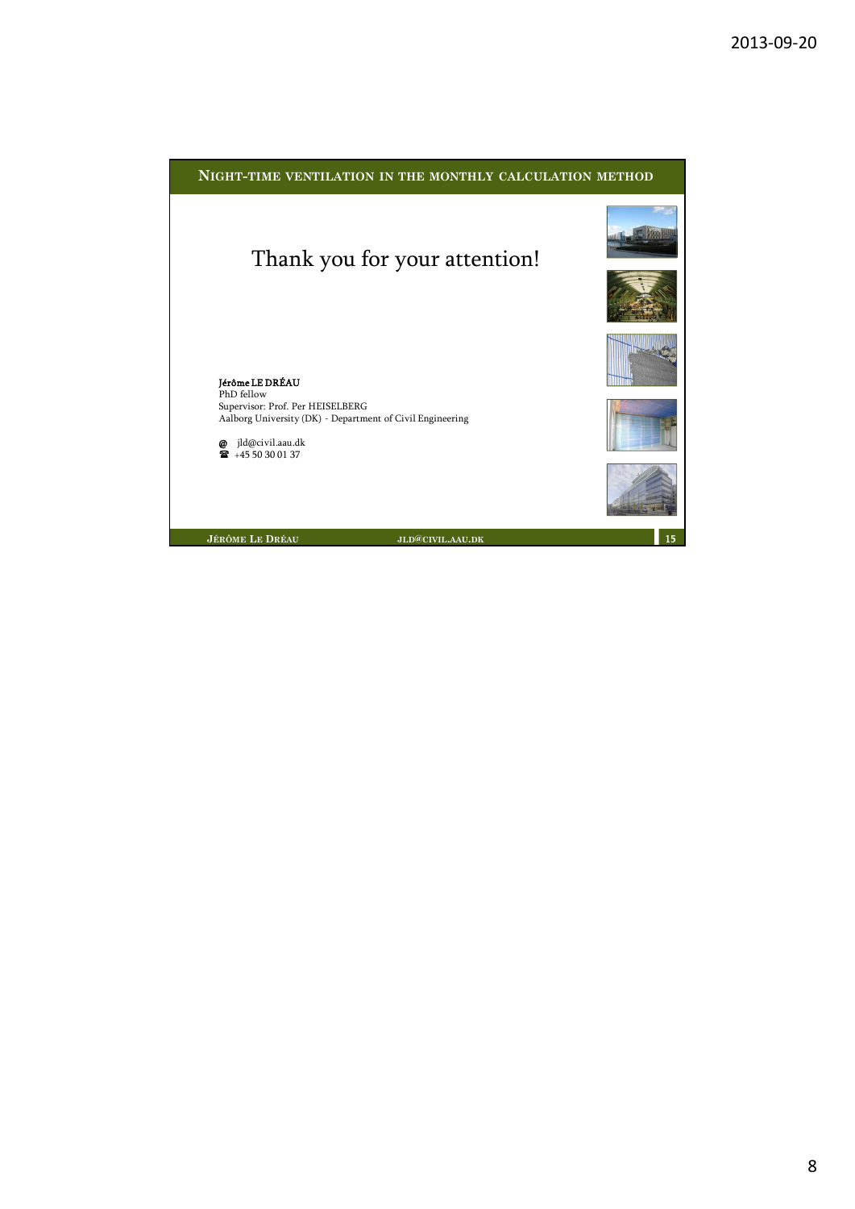## Night-time ventilation in the monthly calculation method

# Thank you for your attention!

**Jérôme LE DRÉAU**
PhD fellow
Supervisor: Prof. Per HEISELBERG
Aalborg University (DK) - Department of Civil Engineering

@ jld@civil.aau.dk
☎ +45 50 30 01 37